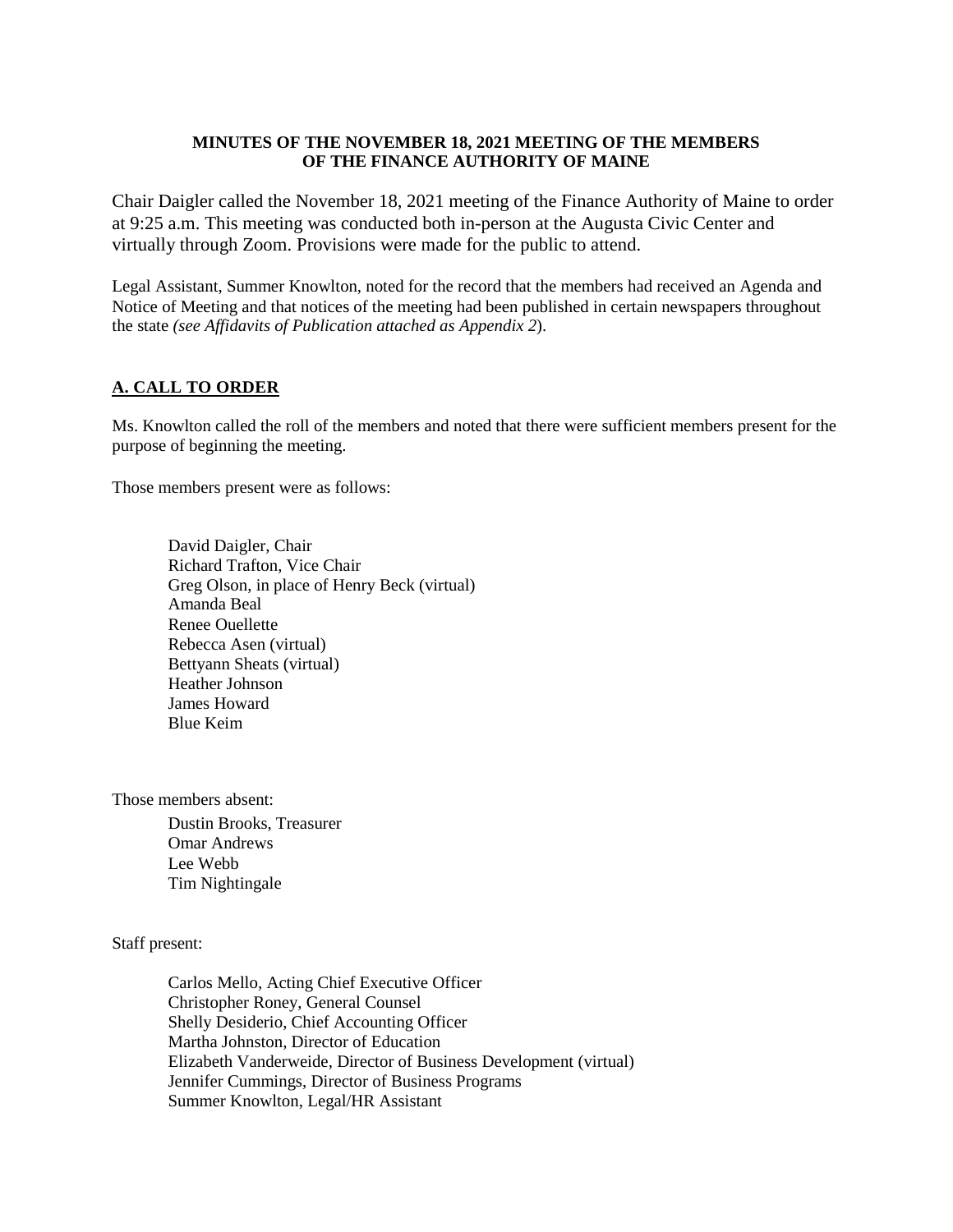**MINUTES OF THE NOVEMBER 18, 2021 MEETING OF THE MEMBERS OF THE FINANCE AUTHORITY OF MAINE**

Chair Daigler called the November 18, 2021 meeting of the Finance Authority of Maine to order at 9:25 a.m. This meeting was conducted both in-person at the Augusta Civic Center and virtually through Zoom. Provisions were made for the public to attend.

Legal Assistant, Summer Knowlton, noted for the record that the members had received an Agenda and Notice of Meeting and that notices of the meeting had been published in certain newspapers throughout the state *(see Affidavits of Publication attached as Appendix 2*).

## A. CALL TO ORDER

Ms. Knowlton called the roll of the members and noted that there were sufficient members present for the purpose of beginning the meeting.

Those members present were as follows:

David Daigler, Chair
Richard Trafton, Vice Chair
Greg Olson, in place of Henry Beck (virtual)
Amanda Beal
Renee Ouellette
Rebecca Asen (virtual)
Bettyann Sheats (virtual)
Heather Johnson
James Howard
Blue Keim

Those members absent:

Dustin Brooks, Treasurer
Omar Andrews
Lee Webb
Tim Nightingale

Staff present:

Carlos Mello, Acting Chief Executive Officer
Christopher Roney, General Counsel
Shelly Desiderio, Chief Accounting Officer
Martha Johnston, Director of Education
Elizabeth Vanderweide, Director of Business Development (virtual)
Jennifer Cummings, Director of Business Programs
Summer Knowlton, Legal/HR Assistant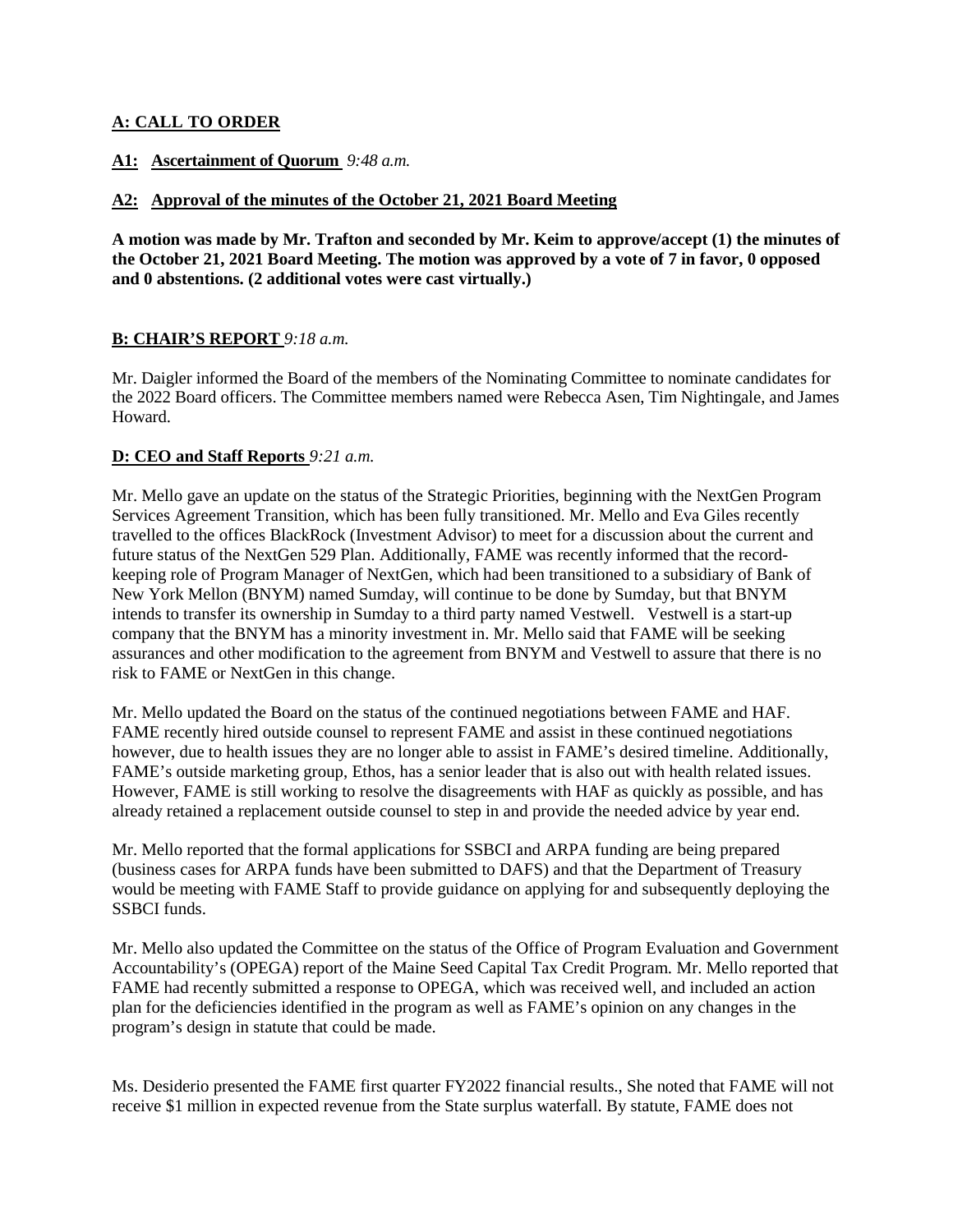## **A: CALL TO ORDER**

**A1: Ascertainment of Quorum** *9:48 a.m.*

**A2: Approval of the minutes of the October 21, 2021 Board Meeting**

**A motion was made by Mr. Trafton and seconded by Mr. Keim to approve/accept (1) the minutes of the October 21, 2021 Board Meeting. The motion was approved by a vote of 7 in favor, 0 opposed and 0 abstentions. (2 additional votes were cast virtually.)**

## **B: CHAIR'S REPORT** *9:18 a.m.*

Mr. Daigler informed the Board of the members of the Nominating Committee to nominate candidates for the 2022 Board officers. The Committee members named were Rebecca Asen, Tim Nightingale, and James Howard.

## **D: CEO and Staff Reports** *9:21 a.m.*

Mr. Mello gave an update on the status of the Strategic Priorities, beginning with the NextGen Program Services Agreement Transition, which has been fully transitioned. Mr. Mello and Eva Giles recently travelled to the offices BlackRock (Investment Advisor) to meet for a discussion about the current and future status of the NextGen 529 Plan. Additionally, FAME was recently informed that the record-keeping role of Program Manager of NextGen, which had been transitioned to a subsidiary of Bank of New York Mellon (BNYM) named Sumday, will continue to be done by Sumday, but that BNYM intends to transfer its ownership in Sumday to a third party named Vestwell. Vestwell is a start-up company that the BNYM has a minority investment in. Mr. Mello said that FAME will be seeking assurances and other modification to the agreement from BNYM and Vestwell to assure that there is no risk to FAME or NextGen in this change.

Mr. Mello updated the Board on the status of the continued negotiations between FAME and HAF. FAME recently hired outside counsel to represent FAME and assist in these continued negotiations however, due to health issues they are no longer able to assist in FAME's desired timeline. Additionally, FAME's outside marketing group, Ethos, has a senior leader that is also out with health related issues. However, FAME is still working to resolve the disagreements with HAF as quickly as possible, and has already retained a replacement outside counsel to step in and provide the needed advice by year end.

Mr. Mello reported that the formal applications for SSBCI and ARPA funding are being prepared (business cases for ARPA funds have been submitted to DAFS) and that the Department of Treasury would be meeting with FAME Staff to provide guidance on applying for and subsequently deploying the SSBCI funds.

Mr. Mello also updated the Committee on the status of the Office of Program Evaluation and Government Accountability's (OPEGA) report of the Maine Seed Capital Tax Credit Program. Mr. Mello reported that FAME had recently submitted a response to OPEGA, which was received well, and included an action plan for the deficiencies identified in the program as well as FAME's opinion on any changes in the program's design in statute that could be made.

Ms. Desiderio presented the FAME first quarter FY2022 financial results., She noted that FAME will not receive $1 million in expected revenue from the State surplus waterfall. By statute, FAME does not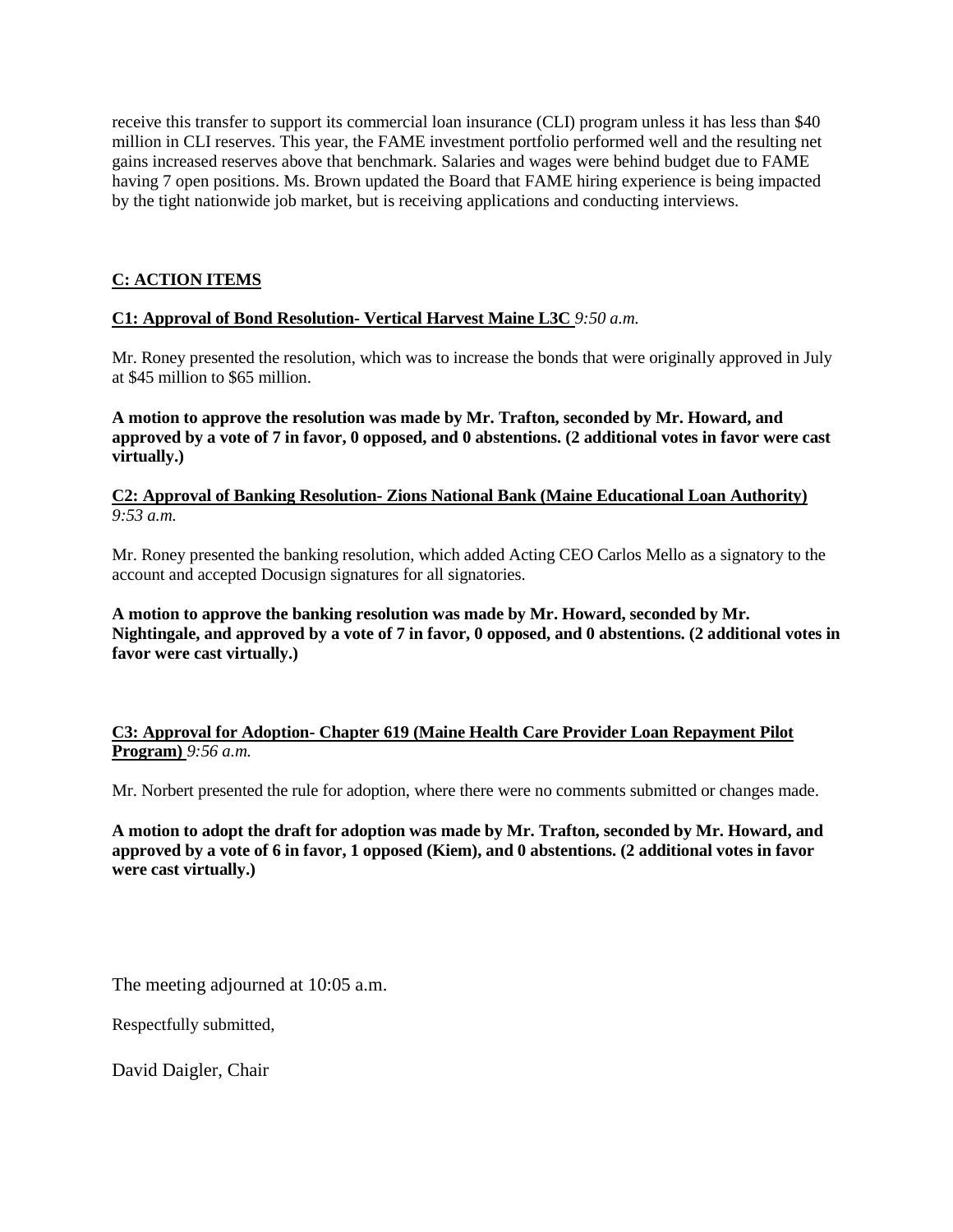receive this transfer to support its commercial loan insurance (CLI) program unless it has less than $40 million in CLI reserves. This year, the FAME investment portfolio performed well and the resulting net gains increased reserves above that benchmark. Salaries and wages were behind budget due to FAME having 7 open positions. Ms. Brown updated the Board that FAME hiring experience is being impacted by the tight nationwide job market, but is receiving applications and conducting interviews.

## C: ACTION ITEMS

**C1: Approval of Bond Resolution- Vertical Harvest Maine L3C** *9:50 a.m.*

Mr. Roney presented the resolution, which was to increase the bonds that were originally approved in July at $45 million to $65 million.

**A motion to approve the resolution was made by Mr. Trafton, seconded by Mr. Howard, and approved by a vote of 7 in favor, 0 opposed, and 0 abstentions. (2 additional votes in favor were cast virtually.)**

**C2: Approval of Banking Resolution- Zions National Bank (Maine Educational Loan Authority)** *9:53 a.m.*

Mr. Roney presented the banking resolution, which added Acting CEO Carlos Mello as a signatory to the account and accepted Docusign signatures for all signatories.

**A motion to approve the banking resolution was made by Mr. Howard, seconded by Mr. Nightingale, and approved by a vote of 7 in favor, 0 opposed, and 0 abstentions. (2 additional votes in favor were cast virtually.)**

**C3: Approval for Adoption- Chapter 619 (Maine Health Care Provider Loan Repayment Pilot Program)** *9:56 a.m.*

Mr. Norbert presented the rule for adoption, where there were no comments submitted or changes made.

**A motion to adopt the draft for adoption was made by Mr. Trafton, seconded by Mr. Howard, and approved by a vote of 6 in favor, 1 opposed (Kiem), and 0 abstentions. (2 additional votes in favor were cast virtually.)**

The meeting adjourned at 10:05 a.m.

Respectfully submitted,

David Daigler, Chair